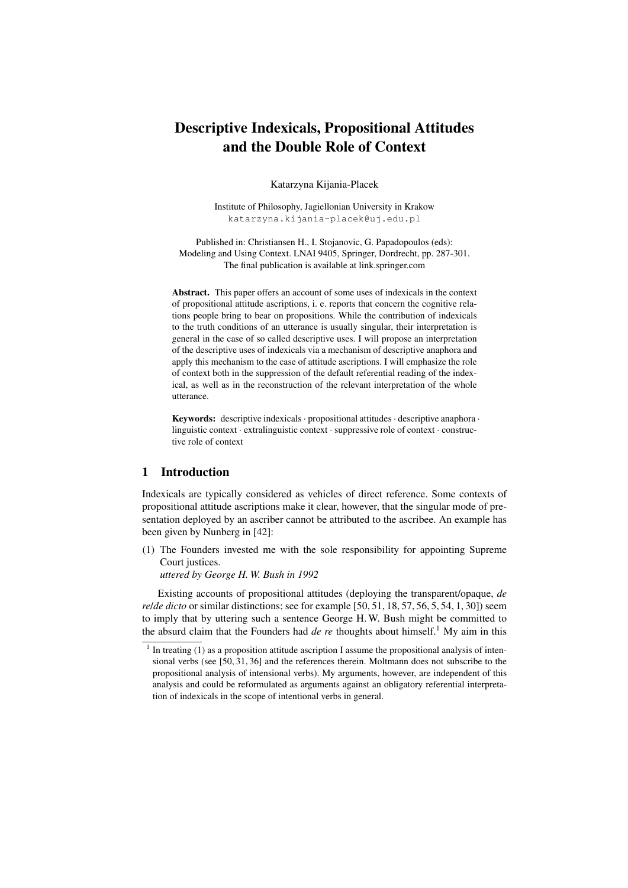# Descriptive Indexicals, Propositional Attitudes and the Double Role of Context

Katarzyna Kijania-Placek

Institute of Philosophy, Jagiellonian University in Krakow
katarzyna.kijania-placek@uj.edu.pl

Published in: Christiansen H., I. Stojanovic, G. Papadopoulos (eds): Modeling and Using Context. LNAI 9405, Springer, Dordrecht, pp. 287-301. The final publication is available at link.springer.com

**Abstract.** This paper offers an account of some uses of indexicals in the context of propositional attitude ascriptions, i. e. reports that concern the cognitive relations people bring to bear on propositions. While the contribution of indexicals to the truth conditions of an utterance is usually singular, their interpretation is general in the case of so called descriptive uses. I will propose an interpretation of the descriptive uses of indexicals via a mechanism of descriptive anaphora and apply this mechanism to the case of attitude ascriptions. I will emphasize the role of context both in the suppression of the default referential reading of the indexical, as well as in the reconstruction of the relevant interpretation of the whole utterance.

**Keywords:** descriptive indexicals · propositional attitudes · descriptive anaphora · linguistic context · extralinguistic context · suppressive role of context · constructive role of context

## 1 Introduction

Indexicals are typically considered as vehicles of direct reference. Some contexts of propositional attitude ascriptions make it clear, however, that the singular mode of presentation deployed by an ascriber cannot be attributed to the ascribee. An example has been given by Nunberg in [42]:

(1) The Founders invested me with the sole responsibility for appointing Supreme Court justices.
*uttered by George H. W. Bush in 1992*

Existing accounts of propositional attitudes (deploying the transparent/opaque, *de re*/*de dicto* or similar distinctions; see for example [50, 51, 18, 57, 56, 5, 54, 1, 30]) seem to imply that by uttering such a sentence George H. W. Bush might be committed to the absurd claim that the Founders had *de re* thoughts about himself.[1] My aim in this

[1] In treating (1) as a proposition attitude ascription I assume the propositional analysis of intensional verbs (see [50, 31, 36] and the references therein. Moltmann does not subscribe to the propositional analysis of intensional verbs). My arguments, however, are independent of this analysis and could be reformulated as arguments against an obligatory referential interpretation of indexicals in the scope of intentional verbs in general.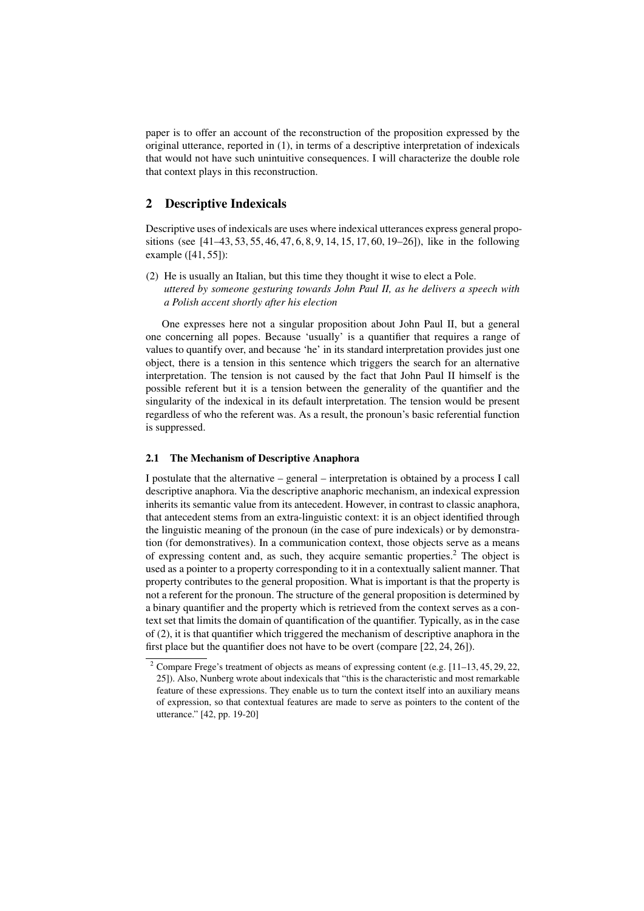paper is to offer an account of the reconstruction of the proposition expressed by the original utterance, reported in (1), in terms of a descriptive interpretation of indexicals that would not have such unintuitive consequences. I will characterize the double role that context plays in this reconstruction.

## 2 Descriptive Indexicals

Descriptive uses of indexicals are uses where indexical utterances express general propositions (see [41–43, 53, 55, 46, 47, 6, 8, 9, 14, 15, 17, 60, 19–26]), like in the following example ([41, 55]):

(2) He is usually an Italian, but this time they thought it wise to elect a Pole.
*uttered by someone gesturing towards John Paul II, as he delivers a speech with a Polish accent shortly after his election*

One expresses here not a singular proposition about John Paul II, but a general one concerning all popes. Because 'usually' is a quantifier that requires a range of values to quantify over, and because 'he' in its standard interpretation provides just one object, there is a tension in this sentence which triggers the search for an alternative interpretation. The tension is not caused by the fact that John Paul II himself is the possible referent but it is a tension between the generality of the quantifier and the singularity of the indexical in its default interpretation. The tension would be present regardless of who the referent was. As a result, the pronoun's basic referential function is suppressed.

### 2.1 The Mechanism of Descriptive Anaphora

I postulate that the alternative – general – interpretation is obtained by a process I call descriptive anaphora. Via the descriptive anaphoric mechanism, an indexical expression inherits its semantic value from its antecedent. However, in contrast to classic anaphora, that antecedent stems from an extra-linguistic context: it is an object identified through the linguistic meaning of the pronoun (in the case of pure indexicals) or by demonstration (for demonstratives). In a communication context, those objects serve as a means of expressing content and, as such, they acquire semantic properties.[2] The object is used as a pointer to a property corresponding to it in a contextually salient manner. That property contributes to the general proposition. What is important is that the property is not a referent for the pronoun. The structure of the general proposition is determined by a binary quantifier and the property which is retrieved from the context serves as a context set that limits the domain of quantification of the quantifier. Typically, as in the case of (2), it is that quantifier which triggered the mechanism of descriptive anaphora in the first place but the quantifier does not have to be overt (compare [22, 24, 26]).

[2] Compare Frege's treatment of objects as means of expressing content (e.g. [11–13, 45, 29, 22, 25]). Also, Nunberg wrote about indexicals that "this is the characteristic and most remarkable feature of these expressions. They enable us to turn the context itself into an auxiliary means of expression, so that contextual features are made to serve as pointers to the content of the utterance." [42, pp. 19-20]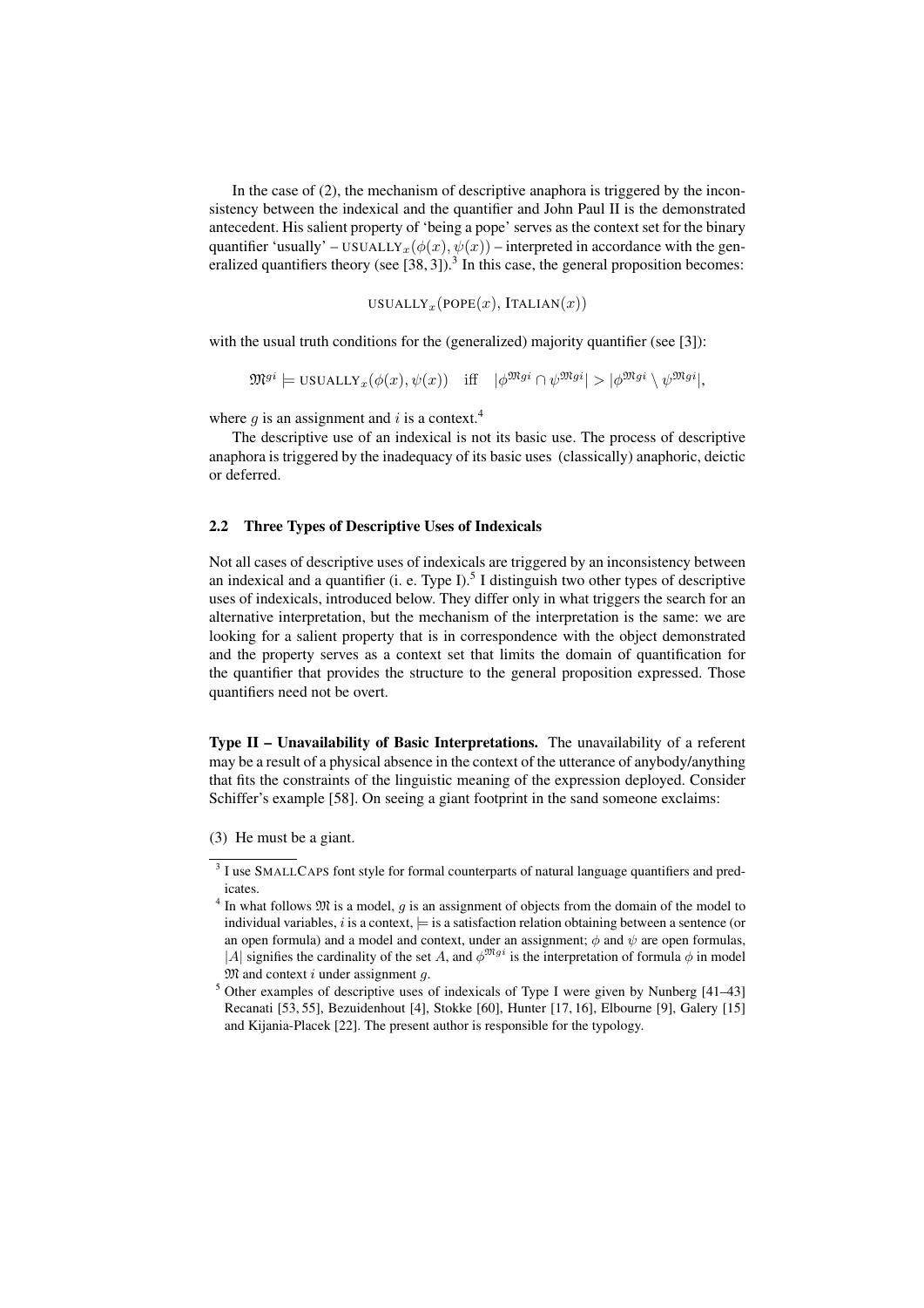In the case of (2), the mechanism of descriptive anaphora is triggered by the inconsistency between the indexical and the quantifier and John Paul II is the demonstrated antecedent. His salient property of 'being a pope' serves as the context set for the binary quantifier 'usually' – $\text{USUALLY}_x(\phi(x), \psi(x))$ – interpreted in accordance with the generalized quantifiers theory (see [38, 3]).[3] In this case, the general proposition becomes:

$$\text{USUALLY}_x(\text{POPE}(x), \text{ITALIAN}(x))$$

with the usual truth conditions for the (generalized) majority quantifier (see [3]):

$$\mathfrak{M}^{gi} \models \text{USUALLY}_x(\phi(x), \psi(x)) \quad \text{iff} \quad |\phi^{\mathfrak{M}gi} \cap \psi^{\mathfrak{M}gi}| > |\phi^{\mathfrak{M}gi} \setminus \psi^{\mathfrak{M}gi}|,$$

where $g$ is an assignment and $i$ is a context.[4]

The descriptive use of an indexical is not its basic use. The process of descriptive anaphora is triggered by the inadequacy of its basic uses (classically) anaphoric, deictic or deferred.

### 2.2 Three Types of Descriptive Uses of Indexicals

Not all cases of descriptive uses of indexicals are triggered by an inconsistency between an indexical and a quantifier (i. e. Type I).[5] I distinguish two other types of descriptive uses of indexicals, introduced below. They differ only in what triggers the search for an alternative interpretation, but the mechanism of the interpretation is the same: we are looking for a salient property that is in correspondence with the object demonstrated and the property serves as a context set that limits the domain of quantification for the quantifier that provides the structure to the general proposition expressed. Those quantifiers need not be overt.

**Type II – Unavailability of Basic Interpretations.** The unavailability of a referent may be a result of a physical absence in the context of the utterance of anybody/anything that fits the constraints of the linguistic meaning of the expression deployed. Consider Schiffer's example [58]. On seeing a giant footprint in the sand someone exclaims:

(3) He must be a giant.

---

[3] I use SMALLCAPS font style for formal counterparts of natural language quantifiers and predicates.

[4] In what follows $\mathfrak{M}$ is a model, $g$ is an assignment of objects from the domain of the model to individual variables, $i$ is a context, $\models$ is a satisfaction relation obtaining between a sentence (or an open formula) and a model and context, under an assignment; $\phi$ and $\psi$ are open formulas, $|A|$ signifies the cardinality of the set $A$, and $\phi^{\mathfrak{M}gi}$ is the interpretation of formula $\phi$ in model $\mathfrak{M}$ and context $i$ under assignment $g$.

[5] Other examples of descriptive uses of indexicals of Type I were given by Nunberg [41–43] Recanati [53, 55], Bezuidenhout [4], Stokke [60], Hunter [17, 16], Elbourne [9], Galery [15] and Kijania-Placek [22]. The present author is responsible for the typology.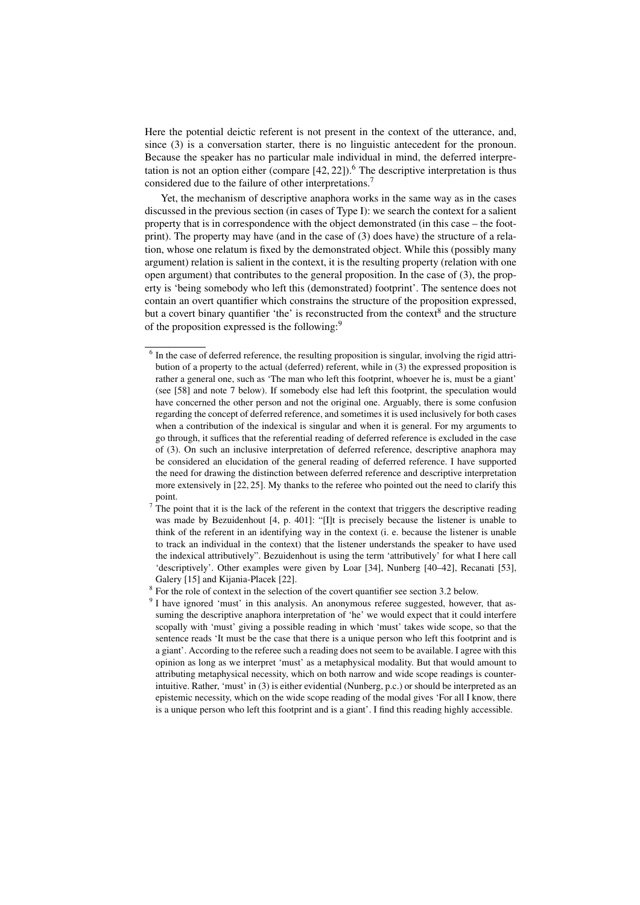Here the potential deictic referent is not present in the context of the utterance, and, since (3) is a conversation starter, there is no linguistic antecedent for the pronoun. Because the speaker has no particular male individual in mind, the deferred interpretation is not an option either (compare [42, 22]).[6] The descriptive interpretation is thus considered due to the failure of other interpretations.[7]

Yet, the mechanism of descriptive anaphora works in the same way as in the cases discussed in the previous section (in cases of Type I): we search the context for a salient property that is in correspondence with the object demonstrated (in this case – the footprint). The property may have (and in the case of (3) does have) the structure of a relation, whose one relatum is fixed by the demonstrated object. While this (possibly many argument) relation is salient in the context, it is the resulting property (relation with one open argument) that contributes to the general proposition. In the case of (3), the property is 'being somebody who left this (demonstrated) footprint'. The sentence does not contain an overt quantifier which constrains the structure of the proposition expressed, but a covert binary quantifier 'the' is reconstructed from the context[8] and the structure of the proposition expressed is the following:[9]

---

[6] In the case of deferred reference, the resulting proposition is singular, involving the rigid attribution of a property to the actual (deferred) referent, while in (3) the expressed proposition is rather a general one, such as 'The man who left this footprint, whoever he is, must be a giant' (see [58] and note 7 below). If somebody else had left this footprint, the speculation would have concerned the other person and not the original one. Arguably, there is some confusion regarding the concept of deferred reference, and sometimes it is used inclusively for both cases when a contribution of the indexical is singular and when it is general. For my arguments to go through, it suffices that the referential reading of deferred reference is excluded in the case of (3). On such an inclusive interpretation of deferred reference, descriptive anaphora may be considered an elucidation of the general reading of deferred reference. I have supported the need for drawing the distinction between deferred reference and descriptive interpretation more extensively in [22, 25]. My thanks to the referee who pointed out the need to clarify this point.

[7] The point that it is the lack of the referent in the context that triggers the descriptive reading was made by Bezuidenhout [4, p. 401]: "[I]t is precisely because the listener is unable to think of the referent in an identifying way in the context (i. e. because the listener is unable to track an individual in the context) that the listener understands the speaker to have used the indexical attributively". Bezuidenhout is using the term 'attributively' for what I here call 'descriptively'. Other examples were given by Loar [34], Nunberg [40–42], Recanati [53], Galery [15] and Kijania-Placek [22].

[8] For the role of context in the selection of the covert quantifier see section 3.2 below.

[9] I have ignored 'must' in this analysis. An anonymous referee suggested, however, that assuming the descriptive anaphora interpretation of 'he' we would expect that it could interfere scopally with 'must' giving a possible reading in which 'must' takes wide scope, so that the sentence reads 'It must be the case that there is a unique person who left this footprint and is a giant'. According to the referee such a reading does not seem to be available. I agree with this opinion as long as we interpret 'must' as a metaphysical modality. But that would amount to attributing metaphysical necessity, which on both narrow and wide scope readings is counterintuitive. Rather, 'must' in (3) is either evidential (Nunberg, p.c.) or should be interpreted as an epistemic necessity, which on the wide scope reading of the modal gives 'For all I know, there is a unique person who left this footprint and is a giant'. I find this reading highly accessible.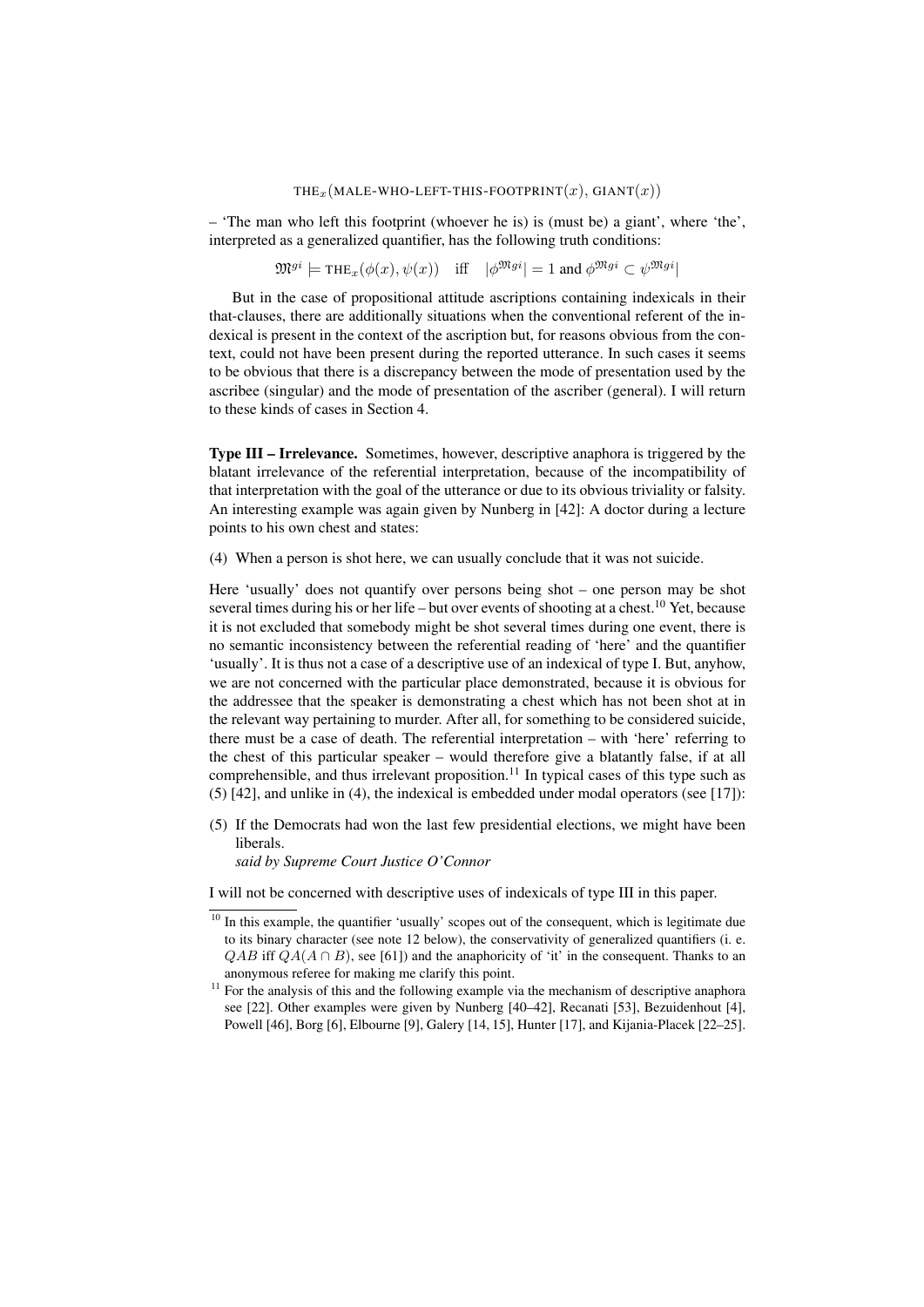$$\text{THE}_x(\text{MALE-WHO-LEFT-THIS-FOOTPRINT}(x), \text{GIANT}(x))$$

– 'The man who left this footprint (whoever he is) is (must be) a giant', where 'the', interpreted as a generalized quantifier, has the following truth conditions:

$$\mathfrak{M}^{gi} \models \text{THE}_x(\phi(x), \psi(x)) \quad \text{iff} \quad |\phi^{\mathfrak{M}gi}| = 1 \text{ and } \phi^{\mathfrak{M}gi} \subset \psi^{\mathfrak{M}gi}|$$

But in the case of propositional attitude ascriptions containing indexicals in their that-clauses, there are additionally situations when the conventional referent of the indexical is present in the context of the ascription but, for reasons obvious from the context, could not have been present during the reported utterance. In such cases it seems to be obvious that there is a discrepancy between the mode of presentation used by the ascribee (singular) and the mode of presentation of the ascriber (general). I will return to these kinds of cases in Section 4.

**Type III – Irrelevance.** Sometimes, however, descriptive anaphora is triggered by the blatant irrelevance of the referential interpretation, because of the incompatibility of that interpretation with the goal of the utterance or due to its obvious triviality or falsity. An interesting example was again given by Nunberg in [42]: A doctor during a lecture points to his own chest and states:

(4) When a person is shot here, we can usually conclude that it was not suicide.

Here 'usually' does not quantify over persons being shot – one person may be shot several times during his or her life – but over events of shooting at a chest.[10] Yet, because it is not excluded that somebody might be shot several times during one event, there is no semantic inconsistency between the referential reading of 'here' and the quantifier 'usually'. It is thus not a case of a descriptive use of an indexical of type I. But, anyhow, we are not concerned with the particular place demonstrated, because it is obvious for the addressee that the speaker is demonstrating a chest which has not been shot at in the relevant way pertaining to murder. After all, for something to be considered suicide, there must be a case of death. The referential interpretation – with 'here' referring to the chest of this particular speaker – would therefore give a blatantly false, if at all comprehensible, and thus irrelevant proposition.[11] In typical cases of this type such as (5) [42], and unlike in (4), the indexical is embedded under modal operators (see [17]):

(5) If the Democrats had won the last few presidential elections, we might have been liberals.
*said by Supreme Court Justice O'Connor*

I will not be concerned with descriptive uses of indexicals of type III in this paper.

---

[10] In this example, the quantifier 'usually' scopes out of the consequent, which is legitimate due to its binary character (see note 12 below), the conservativity of generalized quantifiers (i. e. $QAB$ iff $QA(A \cap B)$, see [61]) and the anaphoricity of 'it' in the consequent. Thanks to an anonymous referee for making me clarify this point.

[11] For the analysis of this and the following example via the mechanism of descriptive anaphora see [22]. Other examples were given by Nunberg [40–42], Recanati [53], Bezuidenhout [4], Powell [46], Borg [6], Elbourne [9], Galery [14, 15], Hunter [17], and Kijania-Placek [22–25].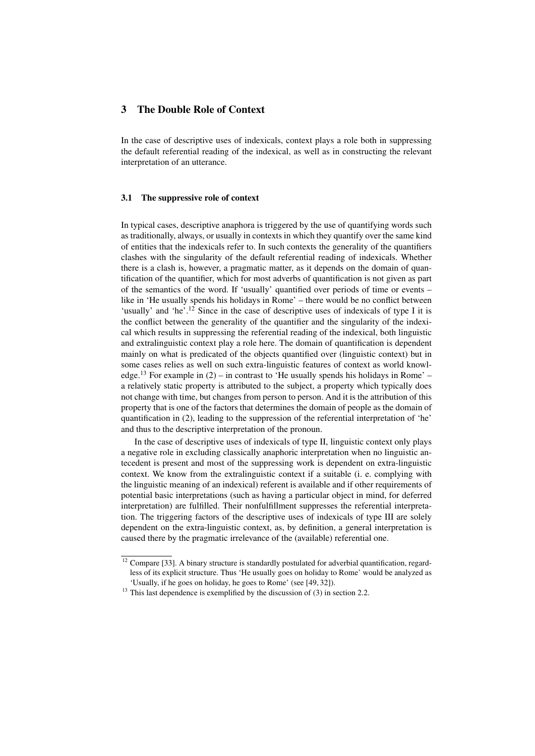## 3 The Double Role of Context

In the case of descriptive uses of indexicals, context plays a role both in suppressing the default referential reading of the indexical, as well as in constructing the relevant interpretation of an utterance.

### 3.1 The suppressive role of context

In typical cases, descriptive anaphora is triggered by the use of quantifying words such as traditionally, always, or usually in contexts in which they quantify over the same kind of entities that the indexicals refer to. In such contexts the generality of the quantifiers clashes with the singularity of the default referential reading of indexicals. Whether there is a clash is, however, a pragmatic matter, as it depends on the domain of quantification of the quantifier, which for most adverbs of quantification is not given as part of the semantics of the word. If 'usually' quantified over periods of time or events – like in 'He usually spends his holidays in Rome' – there would be no conflict between 'usually' and 'he'.[12] Since in the case of descriptive uses of indexicals of type I it is the conflict between the generality of the quantifier and the singularity of the indexical which results in suppressing the referential reading of the indexical, both linguistic and extralinguistic context play a role here. The domain of quantification is dependent mainly on what is predicated of the objects quantified over (linguistic context) but in some cases relies as well on such extra-linguistic features of context as world knowledge.[13] For example in (2) – in contrast to 'He usually spends his holidays in Rome' – a relatively static property is attributed to the subject, a property which typically does not change with time, but changes from person to person. And it is the attribution of this property that is one of the factors that determines the domain of people as the domain of quantification in (2), leading to the suppression of the referential interpretation of 'he' and thus to the descriptive interpretation of the pronoun.

In the case of descriptive uses of indexicals of type II, linguistic context only plays a negative role in excluding classically anaphoric interpretation when no linguistic antecedent is present and most of the suppressing work is dependent on extra-linguistic context. We know from the extralinguistic context if a suitable (i. e. complying with the linguistic meaning of an indexical) referent is available and if other requirements of potential basic interpretations (such as having a particular object in mind, for deferred interpretation) are fulfilled. Their nonfulfillment suppresses the referential interpretation. The triggering factors of the descriptive uses of indexicals of type III are solely dependent on the extra-linguistic context, as, by definition, a general interpretation is caused there by the pragmatic irrelevance of the (available) referential one.

---

[12] Compare [33]. A binary structure is standardly postulated for adverbial quantification, regardless of its explicit structure. Thus 'He usually goes on holiday to Rome' would be analyzed as 'Usually, if he goes on holiday, he goes to Rome' (see [49, 32]).

[13] This last dependence is exemplified by the discussion of (3) in section 2.2.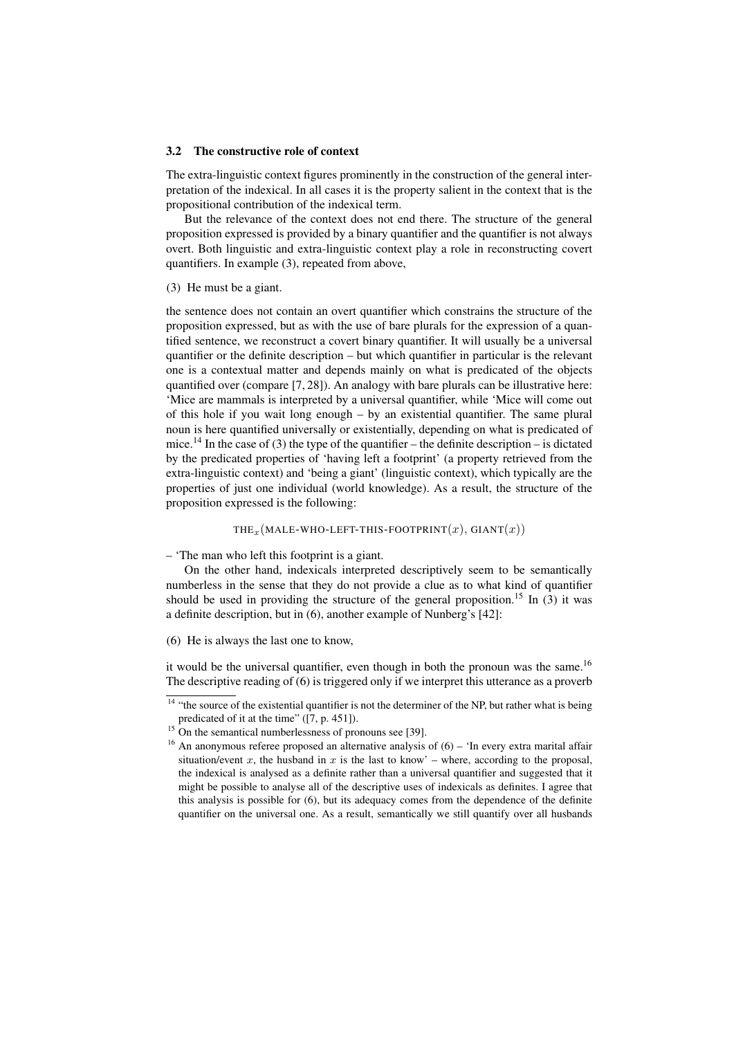### 3.2 The constructive role of context

The extra-linguistic context figures prominently in the construction of the general interpretation of the indexical. In all cases it is the property salient in the context that is the propositional contribution of the indexical term.

But the relevance of the context does not end there. The structure of the general proposition expressed is provided by a binary quantifier and the quantifier is not always overt. Both linguistic and extra-linguistic context play a role in reconstructing covert quantifiers. In example (3), repeated from above,

(3) He must be a giant.

the sentence does not contain an overt quantifier which constrains the structure of the proposition expressed, but as with the use of bare plurals for the expression of a quantified sentence, we reconstruct a covert binary quantifier. It will usually be a universal quantifier or the definite description – but which quantifier in particular is the relevant one is a contextual matter and depends mainly on what is predicated of the objects quantified over (compare [7, 28]). An analogy with bare plurals can be illustrative here: 'Mice are mammals is interpreted by a universal quantifier, while 'Mice will come out of this hole if you wait long enough – by an existential quantifier. The same plural noun is here quantified universally or existentially, depending on what is predicated of mice.[14] In the case of (3) the type of the quantifier – the definite description – is dictated by the predicated properties of 'having left a footprint' (a property retrieved from the extra-linguistic context) and 'being a giant' (linguistic context), which typically are the properties of just one individual (world knowledge). As a result, the structure of the proposition expressed is the following:

$$\text{THE}_x(\text{MALE-WHO-LEFT-THIS-FOOTPRINT}(x), \text{GIANT}(x))$$

– 'The man who left this footprint is a giant.

On the other hand, indexicals interpreted descriptively seem to be semantically numberless in the sense that they do not provide a clue as to what kind of quantifier should be used in providing the structure of the general proposition.[15] In (3) it was a definite description, but in (6), another example of Nunberg's [42]:

(6) He is always the last one to know,

it would be the universal quantifier, even though in both the pronoun was the same.[16] The descriptive reading of (6) is triggered only if we interpret this utterance as a proverb

[14] "the source of the existential quantifier is not the determiner of the NP, but rather what is being predicated of it at the time" ([7, p. 451]).

[15] On the semantical numberlessness of pronouns see [39].

[16] An anonymous referee proposed an alternative analysis of (6) – 'In every extra marital affair situation/event $x$, the husband in $x$ is the last to know' – where, according to the proposal, the indexical is analysed as a definite rather than a universal quantifier and suggested that it might be possible to analyse all of the descriptive uses of indexicals as definites. I agree that this analysis is possible for (6), but its adequacy comes from the dependence of the definite quantifier on the universal one. As a result, semantically we still quantify over all husbands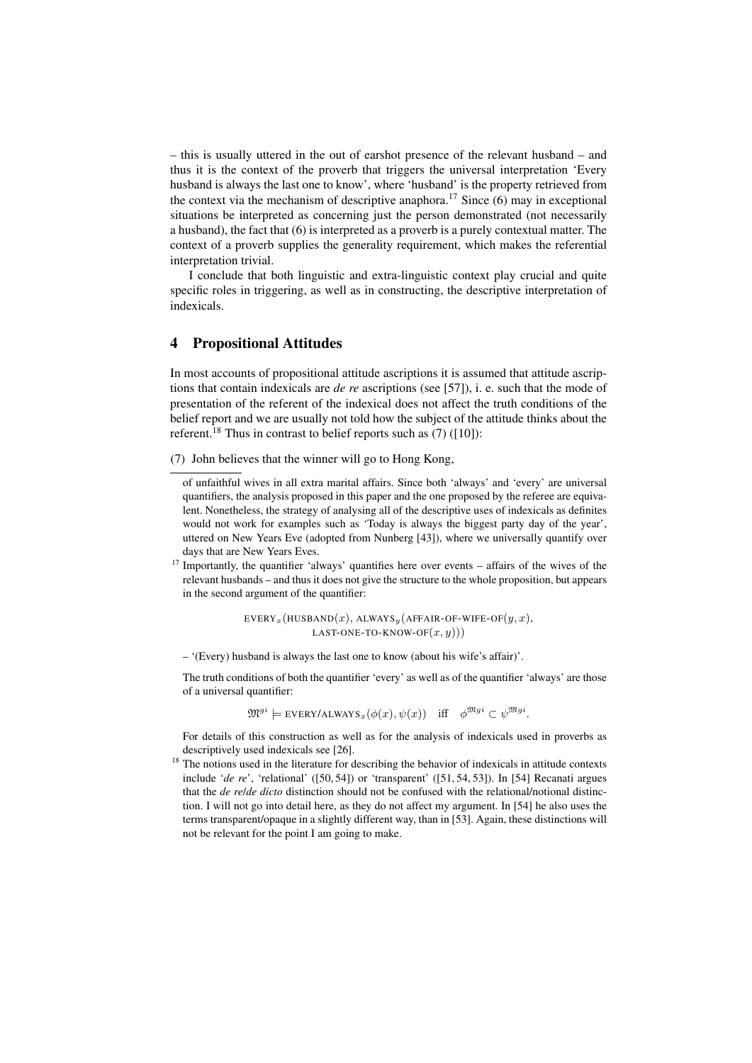– this is usually uttered in the out of earshot presence of the relevant husband – and thus it is the context of the proverb that triggers the universal interpretation 'Every husband is always the last one to know', where 'husband' is the property retrieved from the context via the mechanism of descriptive anaphora.[17] Since (6) may in exceptional situations be interpreted as concerning just the person demonstrated (not necessarily a husband), the fact that (6) is interpreted as a proverb is a purely contextual matter. The context of a proverb supplies the generality requirement, which makes the referential interpretation trivial.

I conclude that both linguistic and extra-linguistic context play crucial and quite specific roles in triggering, as well as in constructing, the descriptive interpretation of indexicals.

## 4 Propositional Attitudes

In most accounts of propositional attitude ascriptions it is assumed that attitude ascriptions that contain indexicals are *de re* ascriptions (see [57]), i. e. such that the mode of presentation of the referent of the indexical does not affect the truth conditions of the belief report and we are usually not told how the subject of the attitude thinks about the referent.[18] Thus in contrast to belief reports such as (7) ([10]):

(7) John believes that the winner will go to Hong Kong,

---

of unfaithful wives in all extra marital affairs. Since both 'always' and 'every' are universal quantifiers, the analysis proposed in this paper and the one proposed by the referee are equivalent. Nonetheless, the strategy of analysing all of the descriptive uses of indexicals as definites would not work for examples such as 'Today is always the biggest party day of the year', uttered on New Years Eve (adopted from Nunberg [43]), where we universally quantify over days that are New Years Eves.

[17] Importantly, the quantifier 'always' quantifies here over events – affairs of the wives of the relevant husbands – and thus it does not give the structure to the whole proposition, but appears in the second argument of the quantifier:

$$\text{EVERY}_x(\text{HUSBAND}(x),\ \text{ALWAYS}_y(\text{AFFAIR-OF-WIFE-OF}(y,x),\ \text{LAST-ONE-TO-KNOW-OF}(x,y)))$$

– '(Every) husband is always the last one to know (about his wife's affair)'.

The truth conditions of both the quantifier 'every' as well as of the quantifier 'always' are those of a universal quantifier:

$$\mathfrak{M}^{gi} \models \text{EVERY/ALWAYS}_x(\phi(x), \psi(x)) \quad \text{iff} \quad \phi^{\mathfrak{M}gi} \subset \psi^{\mathfrak{M}gi}.$$

For details of this construction as well as for the analysis of indexicals used in proverbs as descriptively used indexicals see [26].

[18] The notions used in the literature for describing the behavior of indexicals in attitude contexts include '*de re*', 'relational' ([50, 54]) or 'transparent' ([51, 54, 53]). In [54] Recanati argues that the *de re*/*de dicto* distinction should not be confused with the relational/notional distinction. I will not go into detail here, as they do not affect my argument. In [54] he also uses the terms transparent/opaque in a slightly different way, than in [53]. Again, these distinctions will not be relevant for the point I am going to make.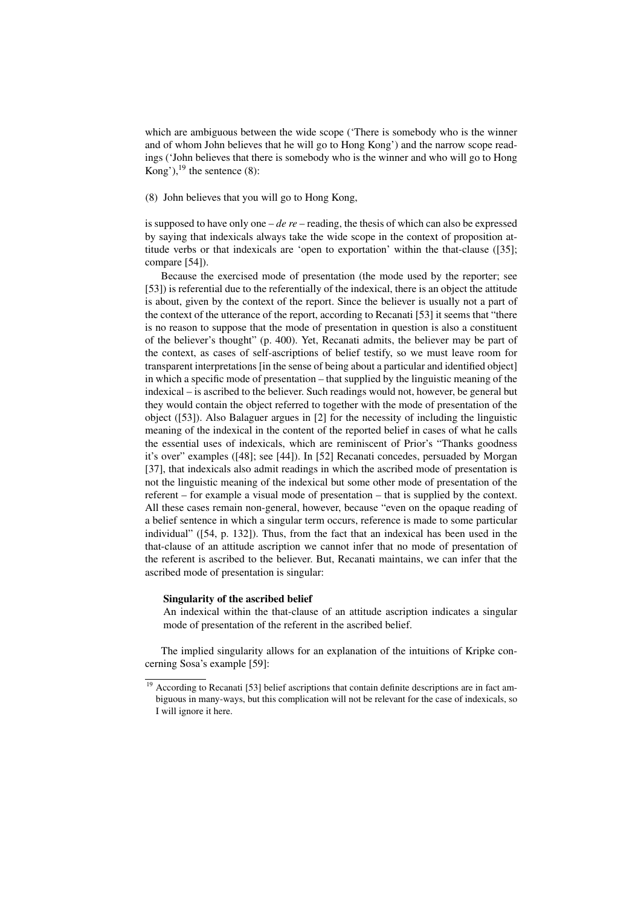which are ambiguous between the wide scope ('There is somebody who is the winner and of whom John believes that he will go to Hong Kong') and the narrow scope readings ('John believes that there is somebody who is the winner and who will go to Hong Kong'),[19] the sentence (8):

(8) John believes that you will go to Hong Kong,

is supposed to have only one – *de re* – reading, the thesis of which can also be expressed by saying that indexicals always take the wide scope in the context of proposition attitude verbs or that indexicals are 'open to exportation' within the that-clause ([35]; compare [54]).

Because the exercised mode of presentation (the mode used by the reporter; see [53]) is referential due to the referentially of the indexical, there is an object the attitude is about, given by the context of the report. Since the believer is usually not a part of the context of the utterance of the report, according to Recanati [53] it seems that "there is no reason to suppose that the mode of presentation in question is also a constituent of the believer's thought" (p. 400). Yet, Recanati admits, the believer may be part of the context, as cases of self-ascriptions of belief testify, so we must leave room for transparent interpretations [in the sense of being about a particular and identified object] in which a specific mode of presentation – that supplied by the linguistic meaning of the indexical – is ascribed to the believer. Such readings would not, however, be general but they would contain the object referred to together with the mode of presentation of the object ([53]). Also Balaguer argues in [2] for the necessity of including the linguistic meaning of the indexical in the content of the reported belief in cases of what he calls the essential uses of indexicals, which are reminiscent of Prior's "Thanks goodness it's over" examples ([48]; see [44]). In [52] Recanati concedes, persuaded by Morgan [37], that indexicals also admit readings in which the ascribed mode of presentation is not the linguistic meaning of the indexical but some other mode of presentation of the referent – for example a visual mode of presentation – that is supplied by the context. All these cases remain non-general, however, because "even on the opaque reading of a belief sentence in which a singular term occurs, reference is made to some particular individual" ([54, p. 132]). Thus, from the fact that an indexical has been used in the that-clause of an attitude ascription we cannot infer that no mode of presentation of the referent is ascribed to the believer. But, Recanati maintains, we can infer that the ascribed mode of presentation is singular:

> **Singularity of the ascribed belief**
> An indexical within the that-clause of an attitude ascription indicates a singular mode of presentation of the referent in the ascribed belief.

The implied singularity allows for an explanation of the intuitions of Kripke concerning Sosa's example [59]:

[19] According to Recanati [53] belief ascriptions that contain definite descriptions are in fact ambiguous in many-ways, but this complication will not be relevant for the case of indexicals, so I will ignore it here.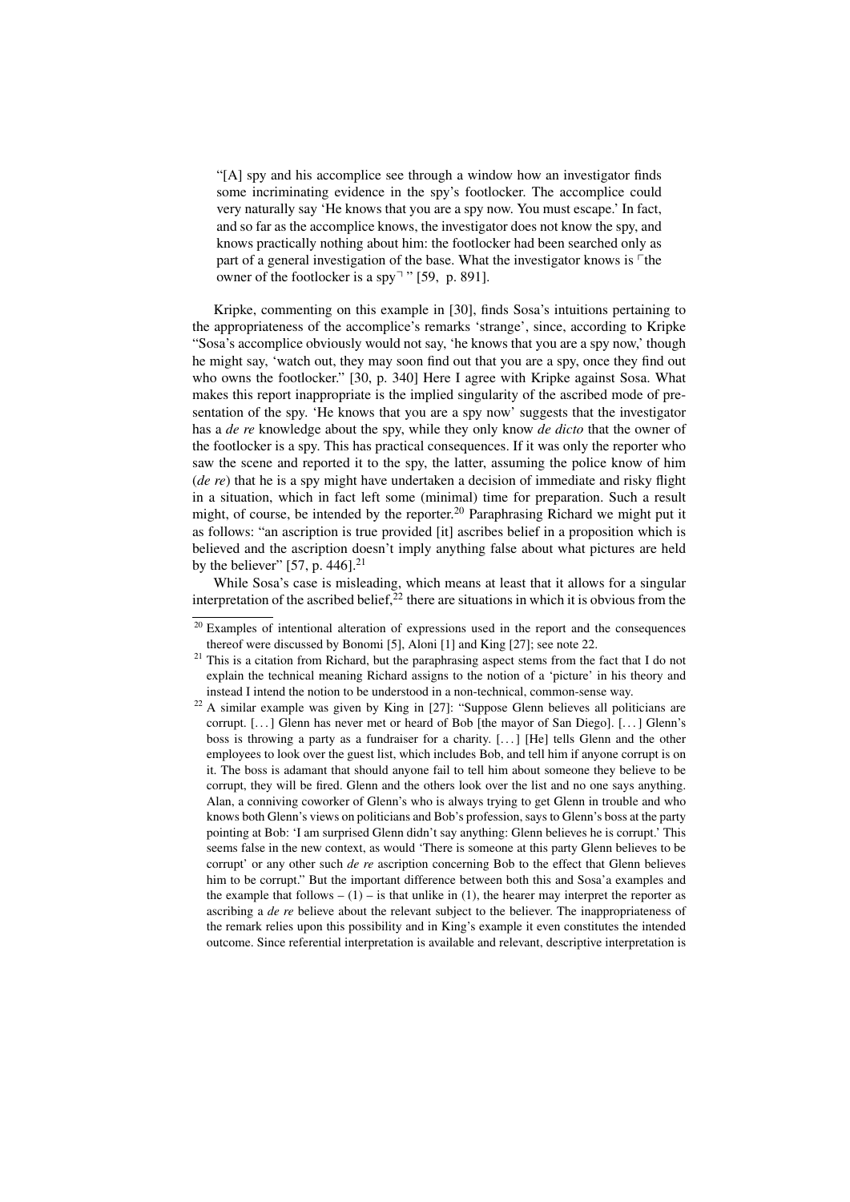> "[A] spy and his accomplice see through a window how an investigator finds some incriminating evidence in the spy's footlocker. The accomplice could very naturally say 'He knows that you are a spy now. You must escape.' In fact, and so far as the accomplice knows, the investigator does not know the spy, and knows practically nothing about him: the footlocker had been searched only as part of a general investigation of the base. What the investigator knows is ⌜the owner of the footlocker is a spy⌝" [59, p. 891].

Kripke, commenting on this example in [30], finds Sosa's intuitions pertaining to the appropriateness of the accomplice's remarks 'strange', since, according to Kripke "Sosa's accomplice obviously would not say, 'he knows that you are a spy now,' though he might say, 'watch out, they may soon find out that you are a spy, once they find out who owns the footlocker." [30, p. 340] Here I agree with Kripke against Sosa. What makes this report inappropriate is the implied singularity of the ascribed mode of presentation of the spy. 'He knows that you are a spy now' suggests that the investigator has a *de re* knowledge about the spy, while they only know *de dicto* that the owner of the footlocker is a spy. This has practical consequences. If it was only the reporter who saw the scene and reported it to the spy, the latter, assuming the police know of him (*de re*) that he is a spy might have undertaken a decision of immediate and risky flight in a situation, which in fact left some (minimal) time for preparation. Such a result might, of course, be intended by the reporter.[20] Paraphrasing Richard we might put it as follows: "an ascription is true provided [it] ascribes belief in a proposition which is believed and the ascription doesn't imply anything false about what pictures are held by the believer" [57, p. 446].[21]

While Sosa's case is misleading, which means at least that it allows for a singular interpretation of the ascribed belief,[22] there are situations in which it is obvious from the

---

[20] Examples of intentional alteration of expressions used in the report and the consequences thereof were discussed by Bonomi [5], Aloni [1] and King [27]; see note 22.

[21] This is a citation from Richard, but the paraphrasing aspect stems from the fact that I do not explain the technical meaning Richard assigns to the notion of a 'picture' in his theory and instead I intend the notion to be understood in a non-technical, common-sense way.

[22] A similar example was given by King in [27]: "Suppose Glenn believes all politicians are corrupt. [. . . ] Glenn has never met or heard of Bob [the mayor of San Diego]. [. . . ] Glenn's boss is throwing a party as a fundraiser for a charity. [. . . ] [He] tells Glenn and the other employees to look over the guest list, which includes Bob, and tell him if anyone corrupt is on it. The boss is adamant that should anyone fail to tell him about someone they believe to be corrupt, they will be fired. Glenn and the others look over the list and no one says anything. Alan, a conniving coworker of Glenn's who is always trying to get Glenn in trouble and who knows both Glenn's views on politicians and Bob's profession, says to Glenn's boss at the party pointing at Bob: 'I am surprised Glenn didn't say anything: Glenn believes he is corrupt.' This seems false in the new context, as would 'There is someone at this party Glenn believes to be corrupt' or any other such *de re* ascription concerning Bob to the effect that Glenn believes him to be corrupt." But the important difference between both this and Sosa'a examples and the example that follows – (1) – is that unlike in (1), the hearer may interpret the reporter as ascribing a *de re* believe about the relevant subject to the believer. The inappropriateness of the remark relies upon this possibility and in King's example it even constitutes the intended outcome. Since referential interpretation is available and relevant, descriptive interpretation is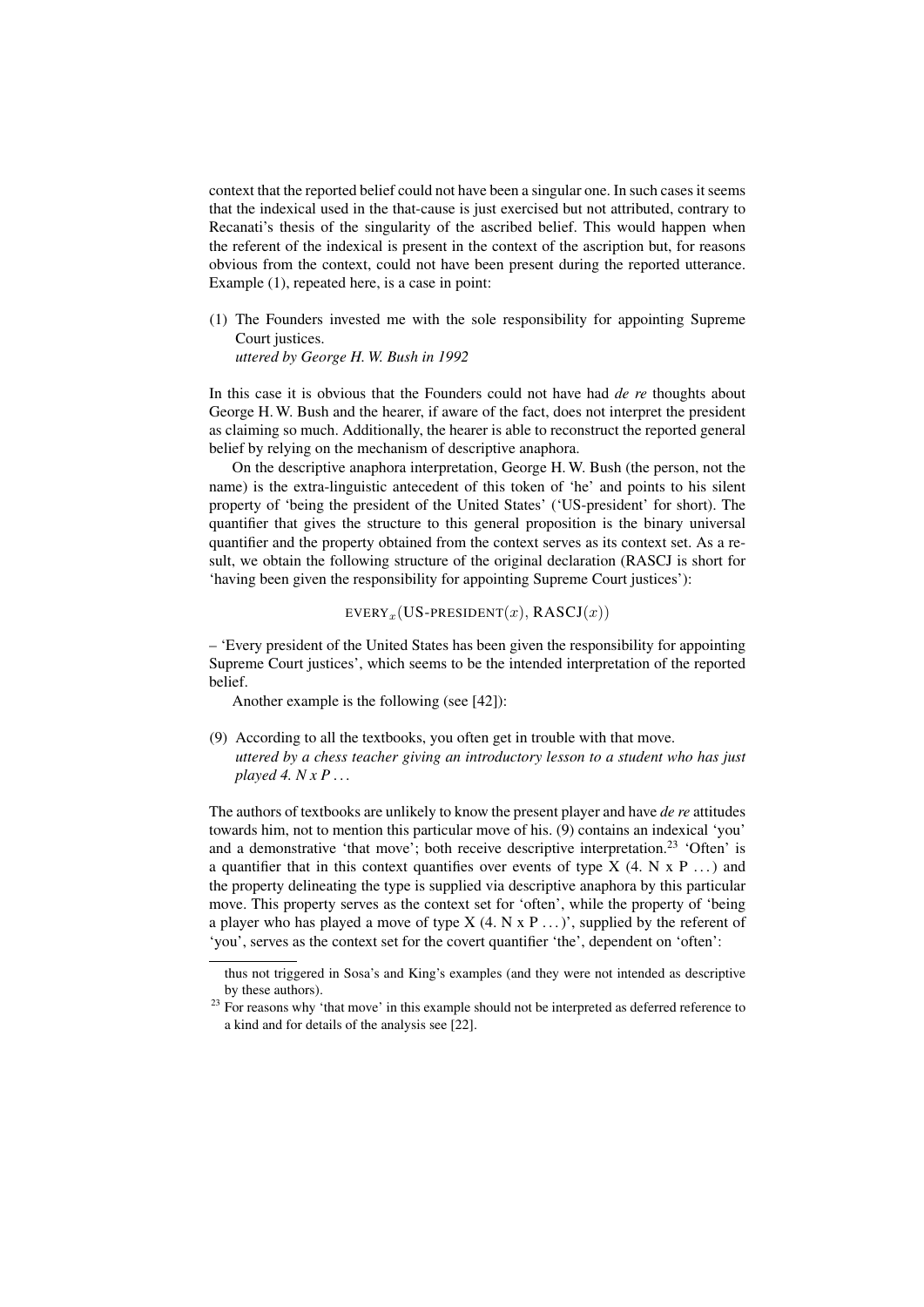context that the reported belief could not have been a singular one. In such cases it seems that the indexical used in the that-cause is just exercised but not attributed, contrary to Recanati's thesis of the singularity of the ascribed belief. This would happen when the referent of the indexical is present in the context of the ascription but, for reasons obvious from the context, could not have been present during the reported utterance. Example (1), repeated here, is a case in point:

(1) The Founders invested me with the sole responsibility for appointing Supreme Court justices.
*uttered by George H. W. Bush in 1992*

In this case it is obvious that the Founders could not have had *de re* thoughts about George H. W. Bush and the hearer, if aware of the fact, does not interpret the president as claiming so much. Additionally, the hearer is able to reconstruct the reported general belief by relying on the mechanism of descriptive anaphora.

On the descriptive anaphora interpretation, George H. W. Bush (the person, not the name) is the extra-linguistic antecedent of this token of 'he' and points to his silent property of 'being the president of the United States' ('US-president' for short). The quantifier that gives the structure to this general proposition is the binary universal quantifier and the property obtained from the context serves as its context set. As a result, we obtain the following structure of the original declaration (RASCJ is short for 'having been given the responsibility for appointing Supreme Court justices'):

$$\text{EVERY}_x(\text{US-PRESIDENT}(x), \text{RASCJ}(x))$$

– 'Every president of the United States has been given the responsibility for appointing Supreme Court justices', which seems to be the intended interpretation of the reported belief.

Another example is the following (see [42]):

(9) According to all the textbooks, you often get in trouble with that move.
*uttered by a chess teacher giving an introductory lesson to a student who has just played 4. N x P ...*

The authors of textbooks are unlikely to know the present player and have *de re* attitudes towards him, not to mention this particular move of his. (9) contains an indexical 'you' and a demonstrative 'that move'; both receive descriptive interpretation.[23] 'Often' is a quantifier that in this context quantifies over events of type X (4. N x P ...) and the property delineating the type is supplied via descriptive anaphora by this particular move. This property serves as the context set for 'often', while the property of 'being a player who has played a move of type X (4. N x P ...)', supplied by the referent of 'you', serves as the context set for the covert quantifier 'the', dependent on 'often':

---

thus not triggered in Sosa's and King's examples (and they were not intended as descriptive by these authors).

[23] For reasons why 'that move' in this example should not be interpreted as deferred reference to a kind and for details of the analysis see [22].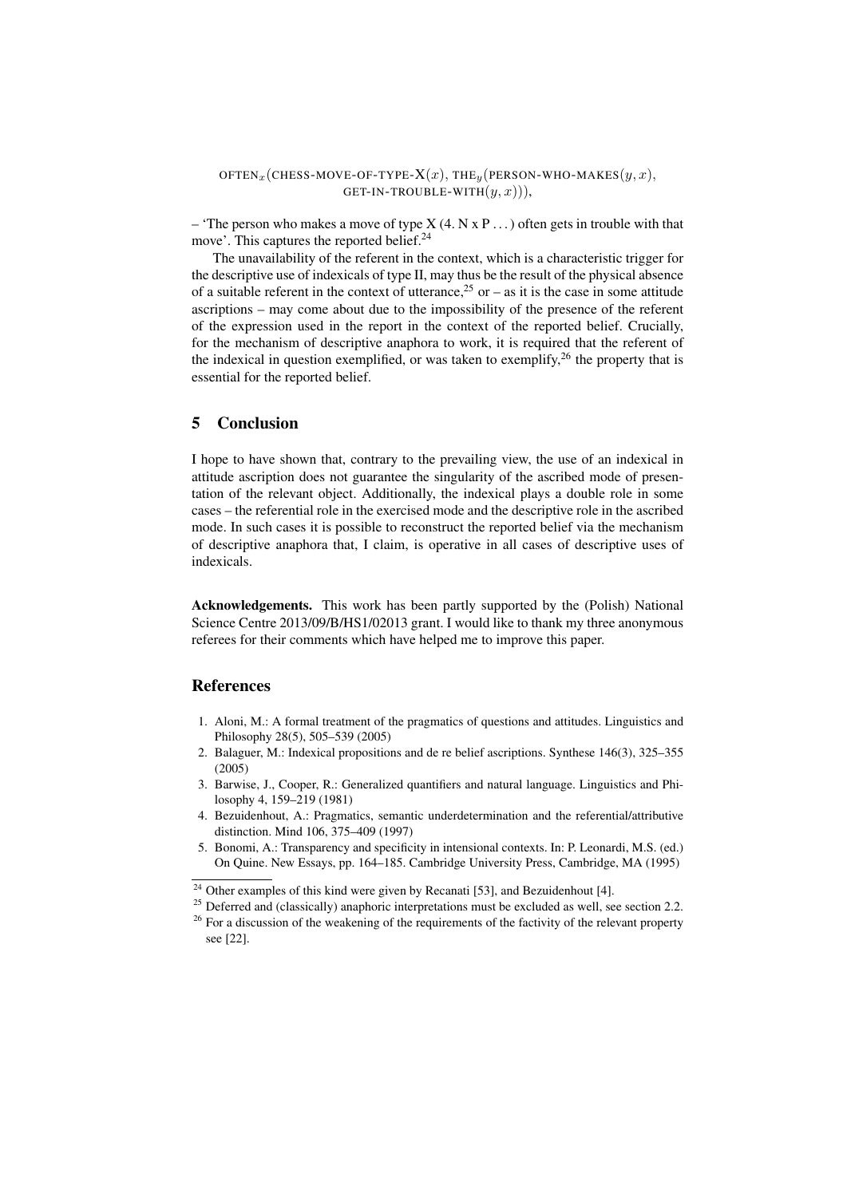$$\text{OFTEN}_x(\text{CHESS-MOVE-OF-TYPE-X}(x),\ \text{THE}_y(\text{PERSON-WHO-MAKES}(y, x),\ \text{GET-IN-TROUBLE-WITH}(y, x))),$$

– 'The person who makes a move of type X (4. N x P ...) often gets in trouble with that move'. This captures the reported belief.[24]

The unavailability of the referent in the context, which is a characteristic trigger for the descriptive use of indexicals of type II, may thus be the result of the physical absence of a suitable referent in the context of utterance,[25] or – as it is the case in some attitude ascriptions – may come about due to the impossibility of the presence of the referent of the expression used in the report in the context of the reported belief. Crucially, for the mechanism of descriptive anaphora to work, it is required that the referent of the indexical in question exemplified, or was taken to exemplify,[26] the property that is essential for the reported belief.

## 5 Conclusion

I hope to have shown that, contrary to the prevailing view, the use of an indexical in attitude ascription does not guarantee the singularity of the ascribed mode of presentation of the relevant object. Additionally, the indexical plays a double role in some cases – the referential role in the exercised mode and the descriptive role in the ascribed mode. In such cases it is possible to reconstruct the reported belief via the mechanism of descriptive anaphora that, I claim, is operative in all cases of descriptive uses of indexicals.

**Acknowledgements.** This work has been partly supported by the (Polish) National Science Centre 2013/09/B/HS1/02013 grant. I would like to thank my three anonymous referees for their comments which have helped me to improve this paper.

## References

1. Aloni, M.: A formal treatment of the pragmatics of questions and attitudes. Linguistics and Philosophy 28(5), 505–539 (2005)
2. Balaguer, M.: Indexical propositions and de re belief ascriptions. Synthese 146(3), 325–355 (2005)
3. Barwise, J., Cooper, R.: Generalized quantifiers and natural language. Linguistics and Philosophy 4, 159–219 (1981)
4. Bezuidenhout, A.: Pragmatics, semantic underdetermination and the referential/attributive distinction. Mind 106, 375–409 (1997)
5. Bonomi, A.: Transparency and specificity in intensional contexts. In: P. Leonardi, M.S. (ed.) On Quine. New Essays, pp. 164–185. Cambridge University Press, Cambridge, MA (1995)

---

[24] Other examples of this kind were given by Recanati [53], and Bezuidenhout [4].

[25] Deferred and (classically) anaphoric interpretations must be excluded as well, see section 2.2.

[26] For a discussion of the weakening of the requirements of the factivity of the relevant property see [22].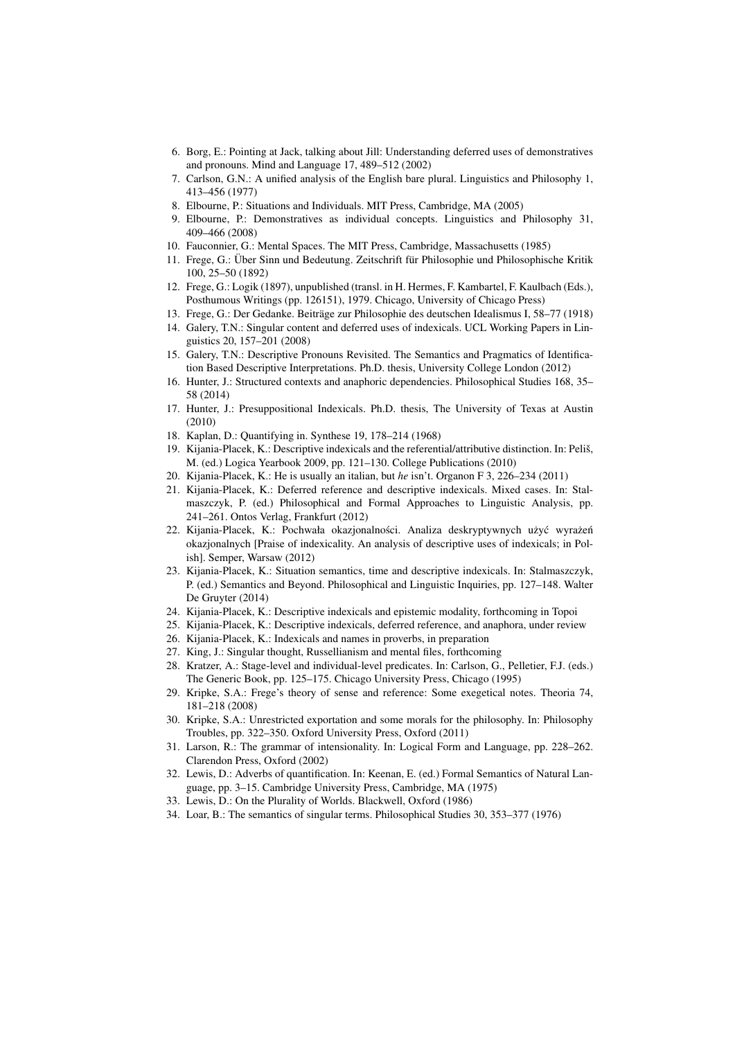6. Borg, E.: Pointing at Jack, talking about Jill: Understanding deferred uses of demonstratives and pronouns. Mind and Language 17, 489–512 (2002)
7. Carlson, G.N.: A unified analysis of the English bare plural. Linguistics and Philosophy 1, 413–456 (1977)
8. Elbourne, P.: Situations and Individuals. MIT Press, Cambridge, MA (2005)
9. Elbourne, P.: Demonstratives as individual concepts. Linguistics and Philosophy 31, 409–466 (2008)
10. Fauconnier, G.: Mental Spaces. The MIT Press, Cambridge, Massachusetts (1985)
11. Frege, G.: Über Sinn und Bedeutung. Zeitschrift für Philosophie und Philosophische Kritik 100, 25–50 (1892)
12. Frege, G.: Logik (1897), unpublished (transl. in H. Hermes, F. Kambartel, F. Kaulbach (Eds.), Posthumous Writings (pp. 126151), 1979. Chicago, University of Chicago Press)
13. Frege, G.: Der Gedanke. Beiträge zur Philosophie des deutschen Idealismus I, 58–77 (1918)
14. Galery, T.N.: Singular content and deferred uses of indexicals. UCL Working Papers in Linguistics 20, 157–201 (2008)
15. Galery, T.N.: Descriptive Pronouns Revisited. The Semantics and Pragmatics of Identification Based Descriptive Interpretations. Ph.D. thesis, University College London (2012)
16. Hunter, J.: Structured contexts and anaphoric dependencies. Philosophical Studies 168, 35–58 (2014)
17. Hunter, J.: Presuppositional Indexicals. Ph.D. thesis, The University of Texas at Austin (2010)
18. Kaplan, D.: Quantifying in. Synthese 19, 178–214 (1968)
19. Kijania-Placek, K.: Descriptive indexicals and the referential/attributive distinction. In: Peliš, M. (ed.) Logica Yearbook 2009, pp. 121–130. College Publications (2010)
20. Kijania-Placek, K.: He is usually an italian, but *he* isn't. Organon F 3, 226–234 (2011)
21. Kijania-Placek, K.: Deferred reference and descriptive indexicals. Mixed cases. In: Stalmaszczyk, P. (ed.) Philosophical and Formal Approaches to Linguistic Analysis, pp. 241–261. Ontos Verlag, Frankfurt (2012)
22. Kijania-Placek, K.: Pochwała okazjonalności. Analiza deskryptywnych użyć wyrażeń okazjonalnych [Praise of indexicality. An analysis of descriptive uses of indexicals; in Polish]. Semper, Warsaw (2012)
23. Kijania-Placek, K.: Situation semantics, time and descriptive indexicals. In: Stalmaszczyk, P. (ed.) Semantics and Beyond. Philosophical and Linguistic Inquiries, pp. 127–148. Walter De Gruyter (2014)
24. Kijania-Placek, K.: Descriptive indexicals and epistemic modality, forthcoming in Topoi
25. Kijania-Placek, K.: Descriptive indexicals, deferred reference, and anaphora, under review
26. Kijania-Placek, K.: Indexicals and names in proverbs, in preparation
27. King, J.: Singular thought, Russellianism and mental files, forthcoming
28. Kratzer, A.: Stage-level and individual-level predicates. In: Carlson, G., Pelletier, F.J. (eds.) The Generic Book, pp. 125–175. Chicago University Press, Chicago (1995)
29. Kripke, S.A.: Frege's theory of sense and reference: Some exegetical notes. Theoria 74, 181–218 (2008)
30. Kripke, S.A.: Unrestricted exportation and some morals for the philosophy. In: Philosophy Troubles, pp. 322–350. Oxford University Press, Oxford (2011)
31. Larson, R.: The grammar of intensionality. In: Logical Form and Language, pp. 228–262. Clarendon Press, Oxford (2002)
32. Lewis, D.: Adverbs of quantification. In: Keenan, E. (ed.) Formal Semantics of Natural Language, pp. 3–15. Cambridge University Press, Cambridge, MA (1975)
33. Lewis, D.: On the Plurality of Worlds. Blackwell, Oxford (1986)
34. Loar, B.: The semantics of singular terms. Philosophical Studies 30, 353–377 (1976)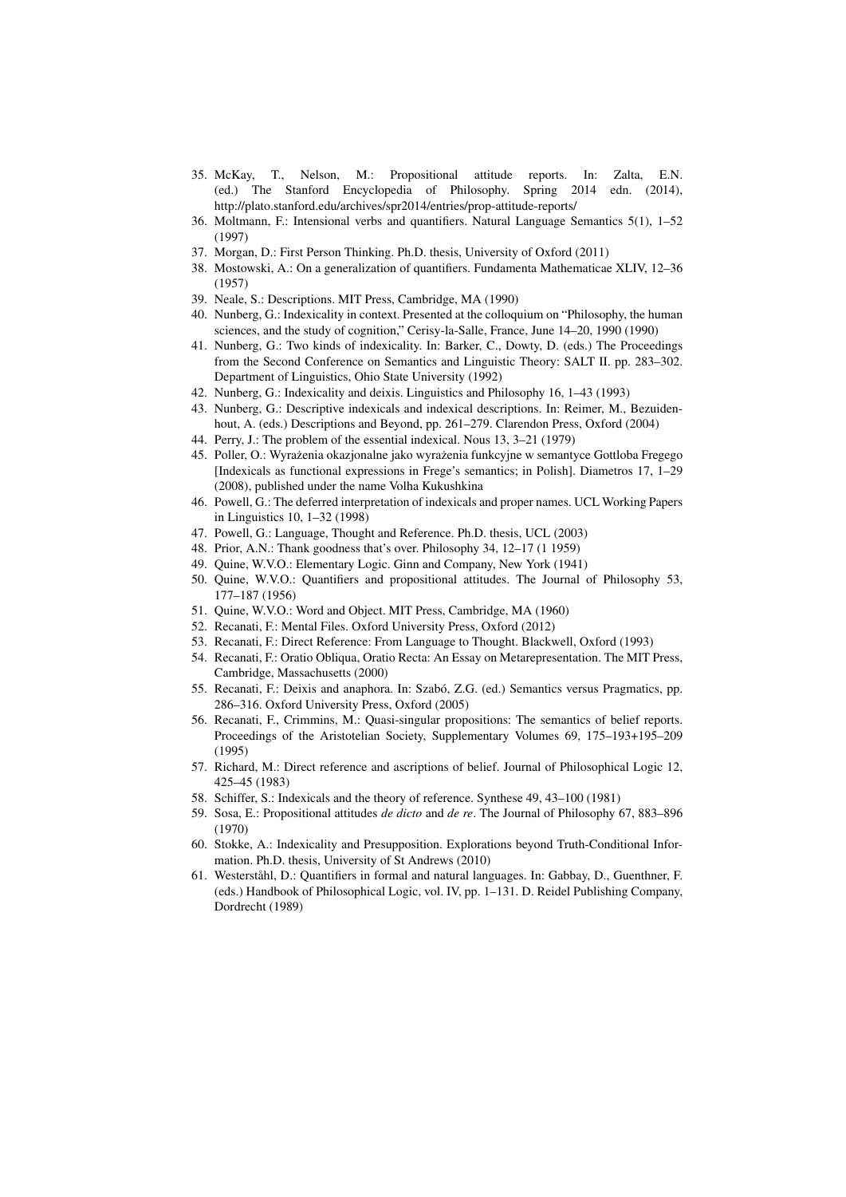35. McKay, T., Nelson, M.: Propositional attitude reports. In: Zalta, E.N. (ed.) The Stanford Encyclopedia of Philosophy. Spring 2014 edn. (2014), http://plato.stanford.edu/archives/spr2014/entries/prop-attitude-reports/
36. Moltmann, F.: Intensional verbs and quantifiers. Natural Language Semantics 5(1), 1–52 (1997)
37. Morgan, D.: First Person Thinking. Ph.D. thesis, University of Oxford (2011)
38. Mostowski, A.: On a generalization of quantifiers. Fundamenta Mathematicae XLIV, 12–36 (1957)
39. Neale, S.: Descriptions. MIT Press, Cambridge, MA (1990)
40. Nunberg, G.: Indexicality in context. Presented at the colloquium on "Philosophy, the human sciences, and the study of cognition," Cerisy-la-Salle, France, June 14–20, 1990 (1990)
41. Nunberg, G.: Two kinds of indexicality. In: Barker, C., Dowty, D. (eds.) The Proceedings from the Second Conference on Semantics and Linguistic Theory: SALT II. pp. 283–302. Department of Linguistics, Ohio State University (1992)
42. Nunberg, G.: Indexicality and deixis. Linguistics and Philosophy 16, 1–43 (1993)
43. Nunberg, G.: Descriptive indexicals and indexical descriptions. In: Reimer, M., Bezuidenhout, A. (eds.) Descriptions and Beyond, pp. 261–279. Clarendon Press, Oxford (2004)
44. Perry, J.: The problem of the essential indexical. Nous 13, 3–21 (1979)
45. Poller, O.: Wyrażenia okazjonalne jako wyrażenia funkcyjne w semantyce Gottloba Fregego [Indexicals as functional expressions in Frege's semantics; in Polish]. Diametros 17, 1–29 (2008), published under the name Volha Kukushkina
46. Powell, G.: The deferred interpretation of indexicals and proper names. UCL Working Papers in Linguistics 10, 1–32 (1998)
47. Powell, G.: Language, Thought and Reference. Ph.D. thesis, UCL (2003)
48. Prior, A.N.: Thank goodness that's over. Philosophy 34, 12–17 (1 1959)
49. Quine, W.V.O.: Elementary Logic. Ginn and Company, New York (1941)
50. Quine, W.V.O.: Quantifiers and propositional attitudes. The Journal of Philosophy 53, 177–187 (1956)
51. Quine, W.V.O.: Word and Object. MIT Press, Cambridge, MA (1960)
52. Recanati, F.: Mental Files. Oxford University Press, Oxford (2012)
53. Recanati, F.: Direct Reference: From Language to Thought. Blackwell, Oxford (1993)
54. Recanati, F.: Oratio Obliqua, Oratio Recta: An Essay on Metarepresentation. The MIT Press, Cambridge, Massachusetts (2000)
55. Recanati, F.: Deixis and anaphora. In: Szabó, Z.G. (ed.) Semantics versus Pragmatics, pp. 286–316. Oxford University Press, Oxford (2005)
56. Recanati, F., Crimmins, M.: Quasi-singular propositions: The semantics of belief reports. Proceedings of the Aristotelian Society, Supplementary Volumes 69, 175–193+195–209 (1995)
57. Richard, M.: Direct reference and ascriptions of belief. Journal of Philosophical Logic 12, 425–45 (1983)
58. Schiffer, S.: Indexicals and the theory of reference. Synthese 49, 43–100 (1981)
59. Sosa, E.: Propositional attitudes *de dicto* and *de re*. The Journal of Philosophy 67, 883–896 (1970)
60. Stokke, A.: Indexicality and Presupposition. Explorations beyond Truth-Conditional Information. Ph.D. thesis, University of St Andrews (2010)
61. Westerståhl, D.: Quantifiers in formal and natural languages. In: Gabbay, D., Guenthner, F. (eds.) Handbook of Philosophical Logic, vol. IV, pp. 1–131. D. Reidel Publishing Company, Dordrecht (1989)